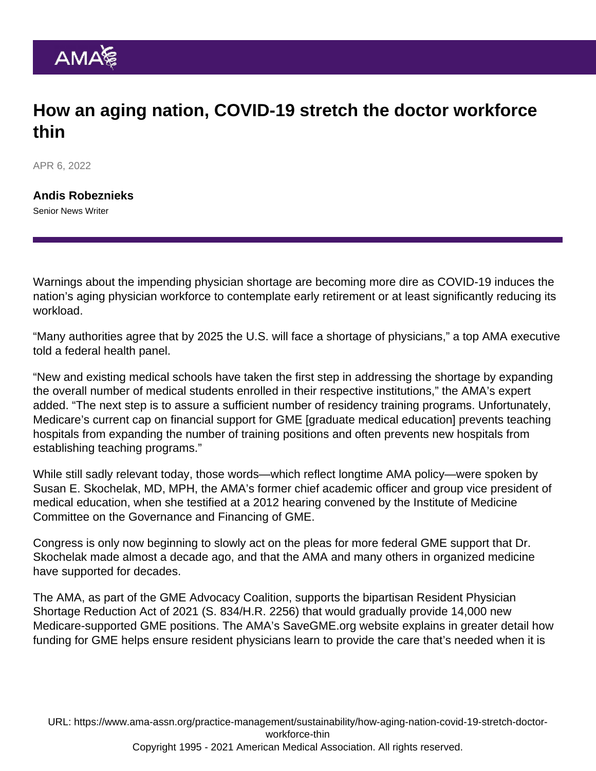# How an aging nation, COVID-19 stretch the doctor workforce thin

APR 6, 2022

**Andis Robeznieks**
Senior News Writer

Warnings about the impending physician shortage are becoming more dire as COVID-19 induces the nation's aging physician workforce to contemplate early retirement or at least significantly reducing its workload.

"Many authorities agree that by 2025 the U.S. will face a shortage of physicians," a top AMA executive told a federal health panel.

"New and existing medical schools have taken the first step in addressing the shortage by expanding the overall number of medical students enrolled in their respective institutions," the AMA's expert added. "The next step is to assure a sufficient number of residency training programs. Unfortunately, Medicare's current cap on financial support for GME [graduate medical education] prevents teaching hospitals from expanding the number of training positions and often prevents new hospitals from establishing teaching programs."

While still sadly relevant today, those words—which reflect longtime AMA policy—were spoken by Susan E. Skochelak, MD, MPH, the AMA's former chief academic officer and group vice president of medical education, when she testified at a 2012 hearing convened by the Institute of Medicine Committee on the Governance and Financing of GME.

Congress is only now beginning to slowly act on the pleas for more federal GME support that Dr. Skochelak made almost a decade ago, and that the AMA and many others in organized medicine have supported for decades.

The AMA, as part of the GME Advocacy Coalition, supports the bipartisan Resident Physician Shortage Reduction Act of 2021 (S. 834/H.R. 2256) that would gradually provide 14,000 new Medicare-supported GME positions. The AMA's SaveGME.org website explains in greater detail how funding for GME helps ensure resident physicians learn to provide the care that's needed when it is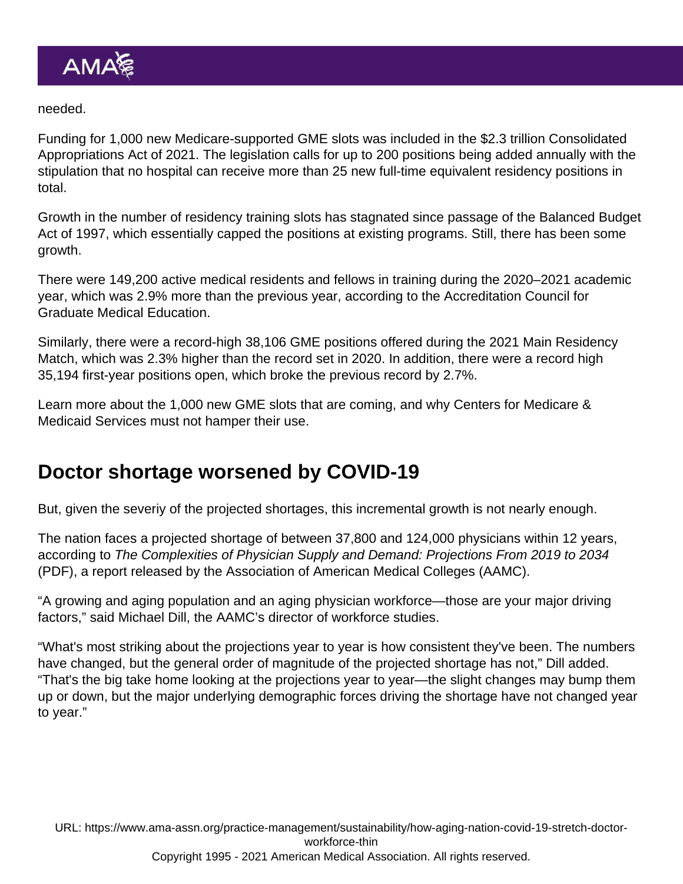needed.

Funding for 1,000 new Medicare-supported GME slots was included in the $2.3 trillion Consolidated Appropriations Act of 2021. The legislation calls for up to 200 positions being added annually with the stipulation that no hospital can receive more than 25 new full-time equivalent residency positions in total.

Growth in the number of residency training slots has stagnated since passage of the Balanced Budget Act of 1997, which essentially capped the positions at existing programs. Still, there has been some growth.

There were 149,200 active medical residents and fellows in training during the 2020–2021 academic year, which was 2.9% more than the previous year, according to the Accreditation Council for Graduate Medical Education.

Similarly, there were a record-high 38,106 GME positions offered during the 2021 Main Residency Match, which was 2.3% higher than the record set in 2020. In addition, there were a record high 35,194 first-year positions open, which broke the previous record by 2.7%.

Learn more about the 1,000 new GME slots that are coming, and why Centers for Medicare & Medicaid Services must not hamper their use.

## Doctor shortage worsened by COVID-19

But, given the severiy of the projected shortages, this incremental growth is not nearly enough.

The nation faces a projected shortage of between 37,800 and 124,000 physicians within 12 years, according to *The Complexities of Physician Supply and Demand: Projections From 2019 to 2034* (PDF), a report released by the Association of American Medical Colleges (AAMC).

"A growing and aging population and an aging physician workforce—those are your major driving factors," said Michael Dill, the AAMC's director of workforce studies.

"What's most striking about the projections year to year is how consistent they've been. The numbers have changed, but the general order of magnitude of the projected shortage has not," Dill added. "That's the big take home looking at the projections year to year—the slight changes may bump them up or down, but the major underlying demographic forces driving the shortage have not changed year to year."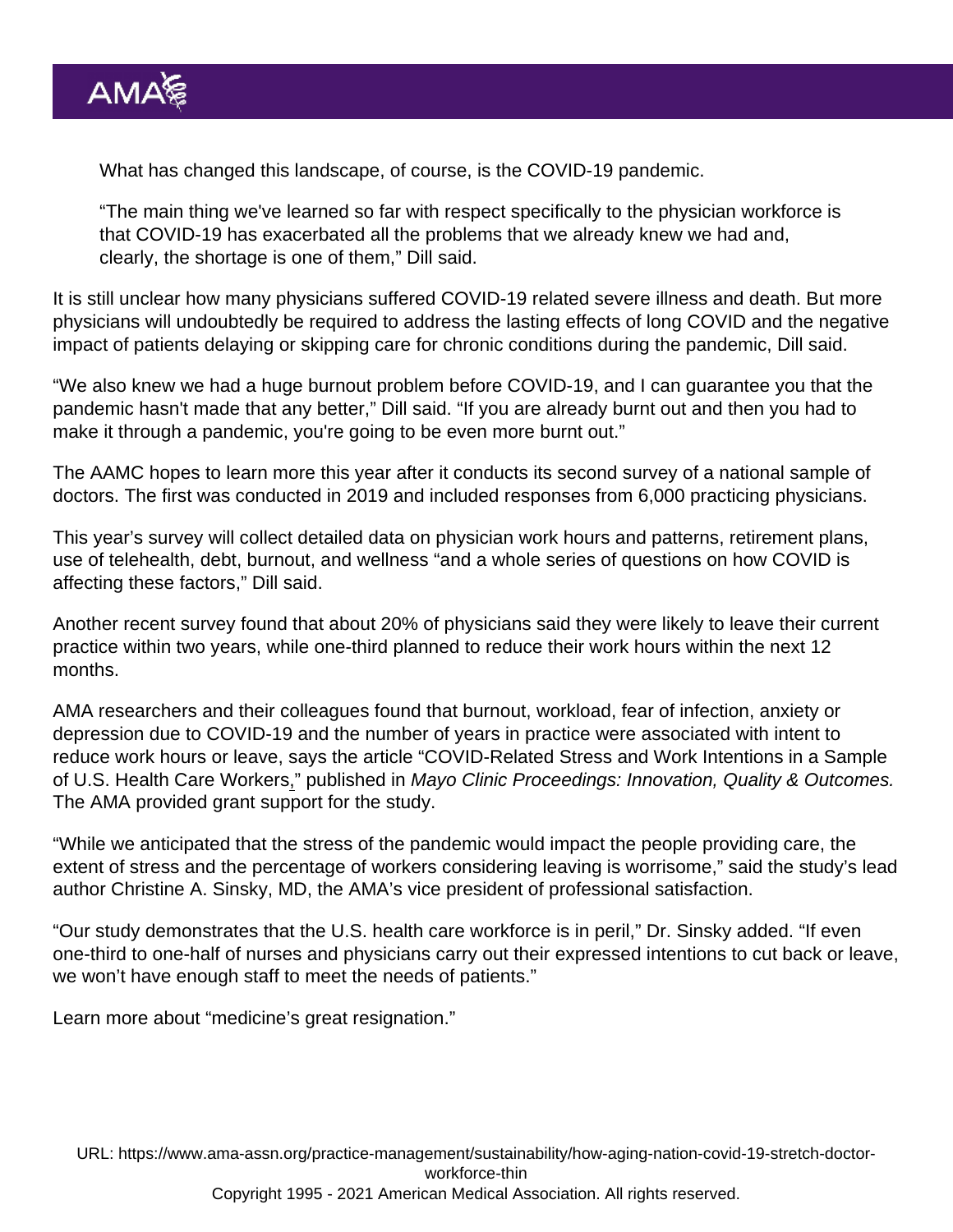> What has changed this landscape, of course, is the COVID-19 pandemic.
>
> "The main thing we've learned so far with respect specifically to the physician workforce is that COVID-19 has exacerbated all the problems that we already knew we had and, clearly, the shortage is one of them," Dill said.

It is still unclear how many physicians suffered COVID-19 related severe illness and death. But more physicians will undoubtedly be required to address the lasting effects of long COVID and the negative impact of patients delaying or skipping care for chronic conditions during the pandemic, Dill said.

"We also knew we had a huge burnout problem before COVID-19, and I can guarantee you that the pandemic hasn't made that any better," Dill said. "If you are already burnt out and then you had to make it through a pandemic, you're going to be even more burnt out."

The AAMC hopes to learn more this year after it conducts its second survey of a national sample of doctors. The first was conducted in 2019 and included responses from 6,000 practicing physicians.

This year's survey will collect detailed data on physician work hours and patterns, retirement plans, use of telehealth, debt, burnout, and wellness "and a whole series of questions on how COVID is affecting these factors," Dill said.

Another recent survey found that about 20% of physicians said they were likely to leave their current practice within two years, while one-third planned to reduce their work hours within the next 12 months.

AMA researchers and their colleagues found that burnout, workload, fear of infection, anxiety or depression due to COVID-19 and the number of years in practice were associated with intent to reduce work hours or leave, says the article "COVID-Related Stress and Work Intentions in a Sample of U.S. Health Care Workers," published in *Mayo Clinic Proceedings: Innovation, Quality & Outcomes.* The AMA provided grant support for the study.

"While we anticipated that the stress of the pandemic would impact the people providing care, the extent of stress and the percentage of workers considering leaving is worrisome," said the study's lead author Christine A. Sinsky, MD, the AMA's vice president of professional satisfaction.

"Our study demonstrates that the U.S. health care workforce is in peril," Dr. Sinsky added. "If even one-third to one-half of nurses and physicians carry out their expressed intentions to cut back or leave, we won't have enough staff to meet the needs of patients."

Learn more about "medicine's great resignation."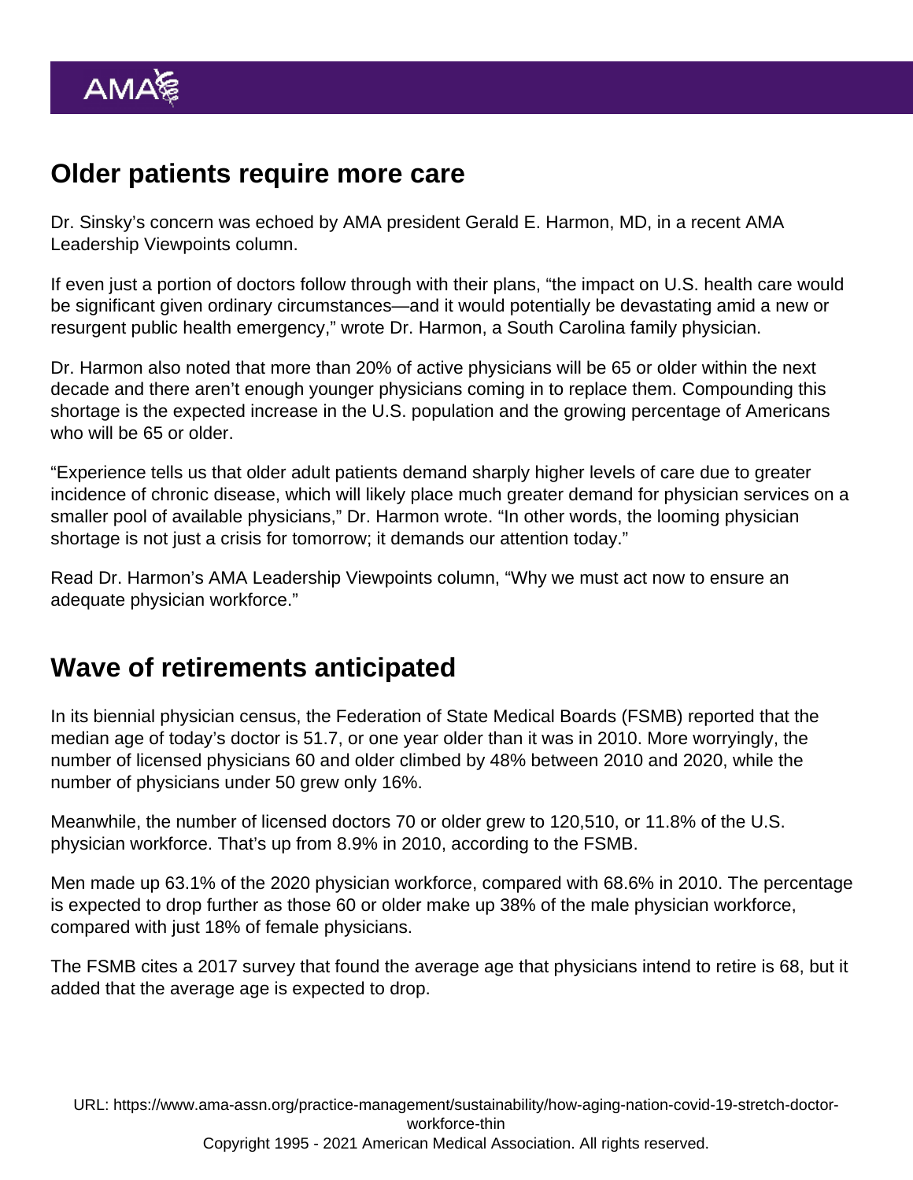## Older patients require more care

Dr. Sinsky's concern was echoed by AMA president Gerald E. Harmon, MD, in a recent AMA Leadership Viewpoints column.

If even just a portion of doctors follow through with their plans, "the impact on U.S. health care would be significant given ordinary circumstances—and it would potentially be devastating amid a new or resurgent public health emergency," wrote Dr. Harmon, a South Carolina family physician.

Dr. Harmon also noted that more than 20% of active physicians will be 65 or older within the next decade and there aren't enough younger physicians coming in to replace them. Compounding this shortage is the expected increase in the U.S. population and the growing percentage of Americans who will be 65 or older.

"Experience tells us that older adult patients demand sharply higher levels of care due to greater incidence of chronic disease, which will likely place much greater demand for physician services on a smaller pool of available physicians," Dr. Harmon wrote. "In other words, the looming physician shortage is not just a crisis for tomorrow; it demands our attention today."

Read Dr. Harmon's AMA Leadership Viewpoints column, "Why we must act now to ensure an adequate physician workforce."

## Wave of retirements anticipated

In its biennial physician census, the Federation of State Medical Boards (FSMB) reported that the median age of today's doctor is 51.7, or one year older than it was in 2010. More worryingly, the number of licensed physicians 60 and older climbed by 48% between 2010 and 2020, while the number of physicians under 50 grew only 16%.

Meanwhile, the number of licensed doctors 70 or older grew to 120,510, or 11.8% of the U.S. physician workforce. That's up from 8.9% in 2010, according to the FSMB.

Men made up 63.1% of the 2020 physician workforce, compared with 68.6% in 2010. The percentage is expected to drop further as those 60 or older make up 38% of the male physician workforce, compared with just 18% of female physicians.

The FSMB cites a 2017 survey that found the average age that physicians intend to retire is 68, but it added that the average age is expected to drop.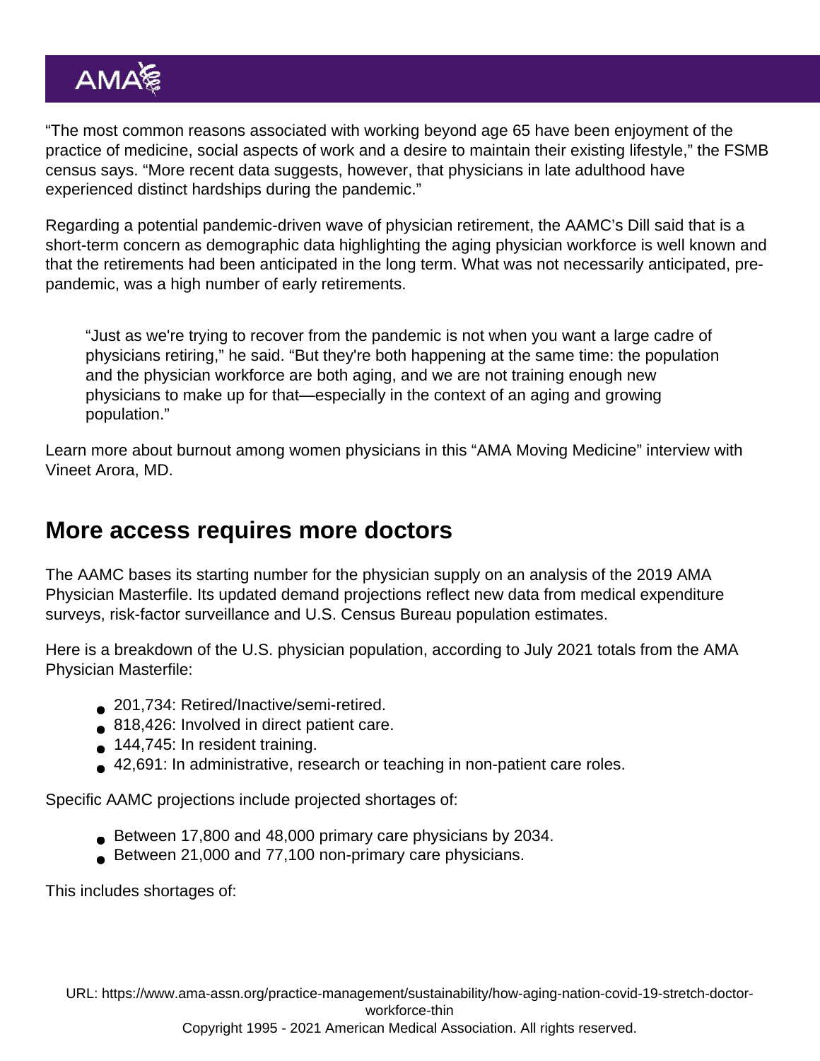"The most common reasons associated with working beyond age 65 have been enjoyment of the practice of medicine, social aspects of work and a desire to maintain their existing lifestyle," the FSMB census says. "More recent data suggests, however, that physicians in late adulthood have experienced distinct hardships during the pandemic."

Regarding a potential pandemic-driven wave of physician retirement, the AAMC's Dill said that is a short-term concern as demographic data highlighting the aging physician workforce is well known and that the retirements had been anticipated in the long term. What was not necessarily anticipated, pre-pandemic, was a high number of early retirements.

> "Just as we're trying to recover from the pandemic is not when you want a large cadre of physicians retiring," he said. "But they're both happening at the same time: the population and the physician workforce are both aging, and we are not training enough new physicians to make up for that—especially in the context of an aging and growing population."

Learn more about burnout among women physicians in this "AMA Moving Medicine" interview with Vineet Arora, MD.

## More access requires more doctors

The AAMC bases its starting number for the physician supply on an analysis of the 2019 AMA Physician Masterfile. Its updated demand projections reflect new data from medical expenditure surveys, risk-factor surveillance and U.S. Census Bureau population estimates.

Here is a breakdown of the U.S. physician population, according to July 2021 totals from the AMA Physician Masterfile:

- 201,734: Retired/Inactive/semi-retired.
- 818,426: Involved in direct patient care.
- 144,745: In resident training.
- 42,691: In administrative, research or teaching in non-patient care roles.

Specific AAMC projections include projected shortages of:

- Between 17,800 and 48,000 primary care physicians by 2034.
- Between 21,000 and 77,100 non-primary care physicians.

This includes shortages of: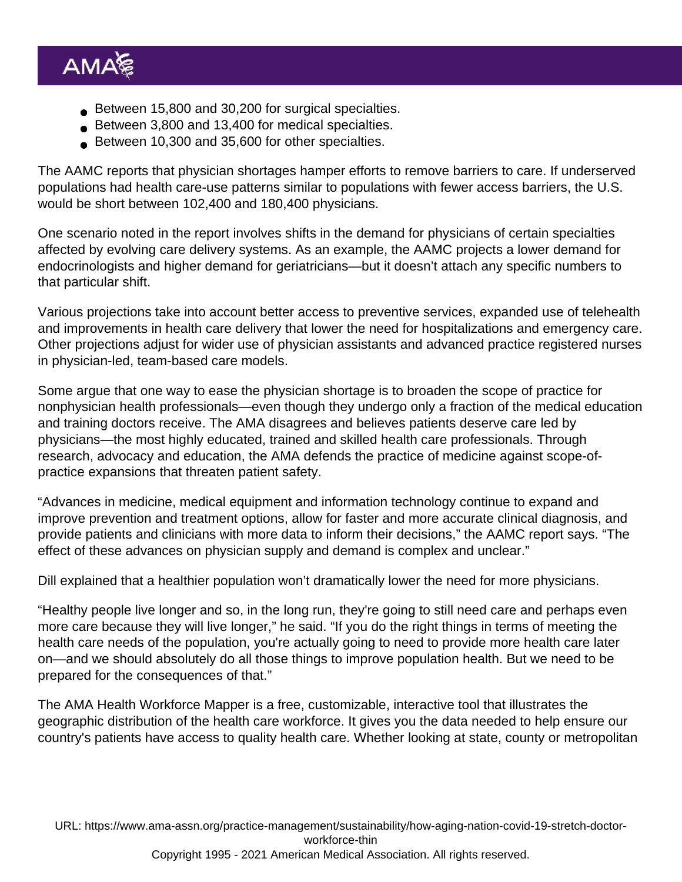- Between 15,800 and 30,200 for surgical specialties.
- Between 3,800 and 13,400 for medical specialties.
- Between 10,300 and 35,600 for other specialties.

The AAMC reports that physician shortages hamper efforts to remove barriers to care. If underserved populations had health care-use patterns similar to populations with fewer access barriers, the U.S. would be short between 102,400 and 180,400 physicians.

One scenario noted in the report involves shifts in the demand for physicians of certain specialties affected by evolving care delivery systems. As an example, the AAMC projects a lower demand for endocrinologists and higher demand for geriatricians—but it doesn't attach any specific numbers to that particular shift.

Various projections take into account better access to preventive services, expanded use of telehealth and improvements in health care delivery that lower the need for hospitalizations and emergency care. Other projections adjust for wider use of physician assistants and advanced practice registered nurses in physician-led, team-based care models.

Some argue that one way to ease the physician shortage is to broaden the scope of practice for nonphysician health professionals—even though they undergo only a fraction of the medical education and training doctors receive. The AMA disagrees and believes patients deserve care led by physicians—the most highly educated, trained and skilled health care professionals. Through research, advocacy and education, the AMA defends the practice of medicine against scope-of-practice expansions that threaten patient safety.

"Advances in medicine, medical equipment and information technology continue to expand and improve prevention and treatment options, allow for faster and more accurate clinical diagnosis, and provide patients and clinicians with more data to inform their decisions," the AAMC report says. "The effect of these advances on physician supply and demand is complex and unclear."

Dill explained that a healthier population won't dramatically lower the need for more physicians.

"Healthy people live longer and so, in the long run, they're going to still need care and perhaps even more care because they will live longer," he said. "If you do the right things in terms of meeting the health care needs of the population, you're actually going to need to provide more health care later on—and we should absolutely do all those things to improve population health. But we need to be prepared for the consequences of that."

The AMA Health Workforce Mapper is a free, customizable, interactive tool that illustrates the geographic distribution of the health care workforce. It gives you the data needed to help ensure our country's patients have access to quality health care. Whether looking at state, county or metropolitan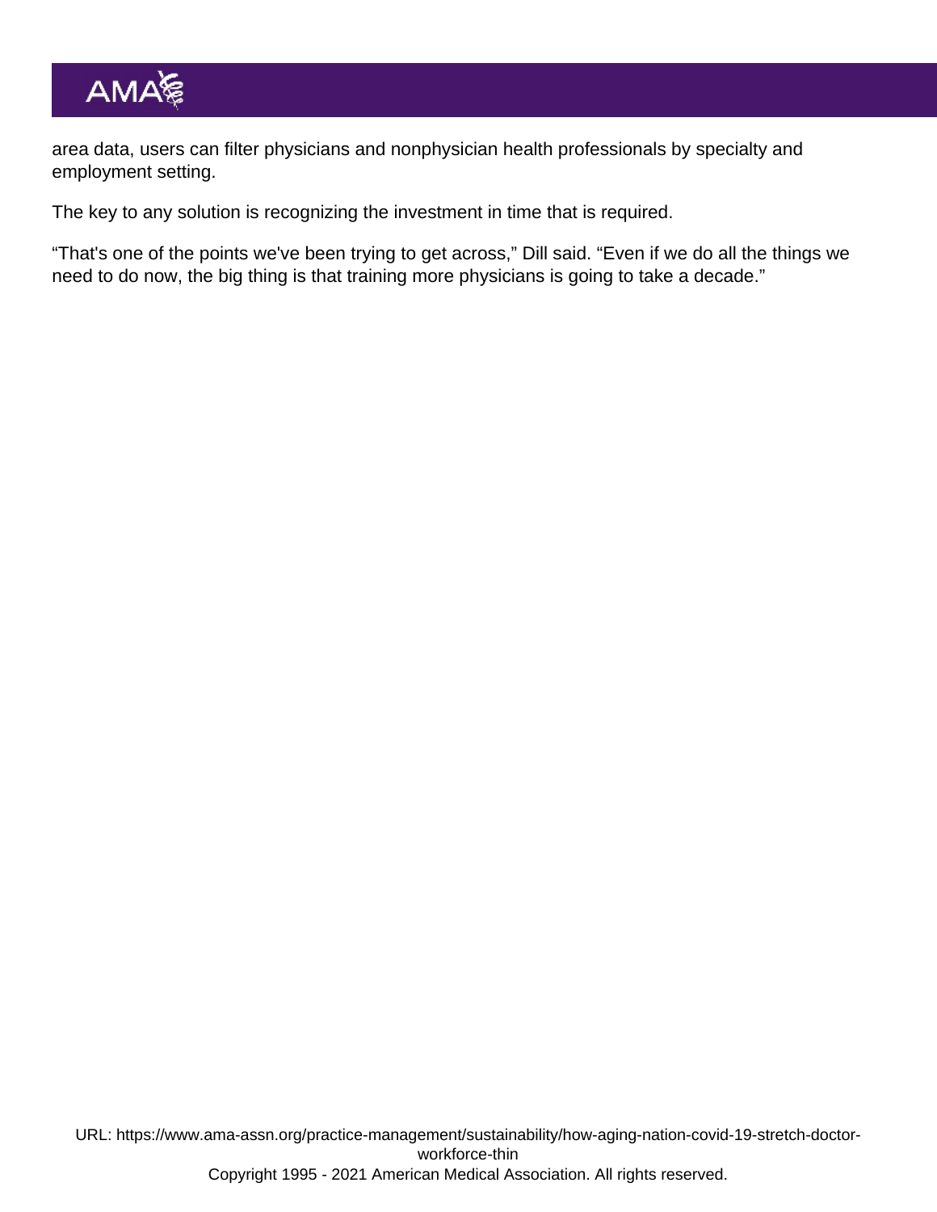area data, users can filter physicians and nonphysician health professionals by specialty and employment setting.

The key to any solution is recognizing the investment in time that is required.

“That's one of the points we've been trying to get across,” Dill said. “Even if we do all the things we need to do now, the big thing is that training more physicians is going to take a decade.”